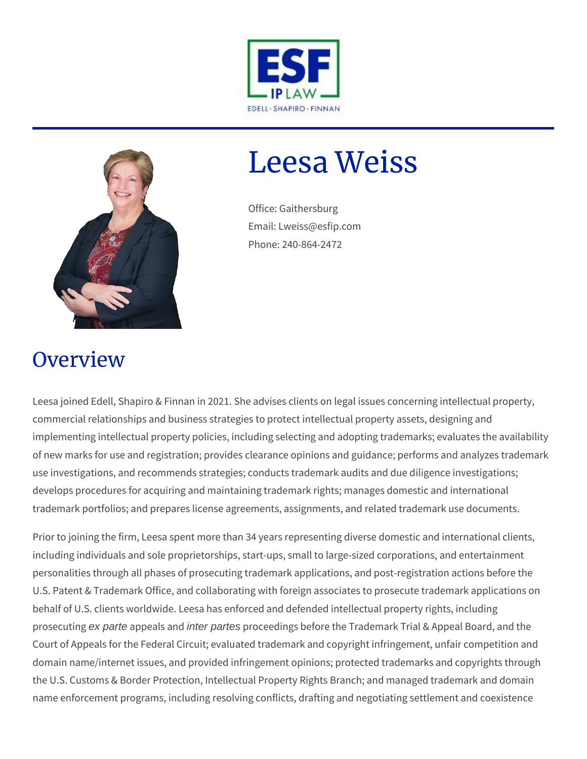ESF IP LAW

EDELL · SHAPIRO · FINNAN

# Leesa Weiss

Office: Gaithersburg
Email: Lweiss@esfip.com
Phone: 240-864-2472

## Overview

Leesa joined Edell, Shapiro & Finnan in 2021. She advises clients on legal issues concerning intellectual property, commercial relationships and business strategies to protect intellectual property assets, designing and implementing intellectual property policies, including selecting and adopting trademarks; evaluates the availability of new marks for use and registration; provides clearance opinions and guidance; performs and analyzes trademark use investigations, and recommends strategies; conducts trademark audits and due diligence investigations; develops procedures for acquiring and maintaining trademark rights; manages domestic and international trademark portfolios; and prepares license agreements, assignments, and related trademark use documents.

Prior to joining the firm, Leesa spent more than 34 years representing diverse domestic and international clients, including individuals and sole proprietorships, start-ups, small to large-sized corporations, and entertainment personalities through all phases of prosecuting trademark applications, and post-registration actions before the U.S. Patent & Trademark Office, and collaborating with foreign associates to prosecute trademark applications on behalf of U.S. clients worldwide. Leesa has enforced and defended intellectual property rights, including prosecuting *ex parte* appeals and *inter partes* proceedings before the Trademark Trial & Appeal Board, and the Court of Appeals for the Federal Circuit; evaluated trademark and copyright infringement, unfair competition and domain name/internet issues, and provided infringement opinions; protected trademarks and copyrights through the U.S. Customs & Border Protection, Intellectual Property Rights Branch; and managed trademark and domain name enforcement programs, including resolving conflicts, drafting and negotiating settlement and coexistence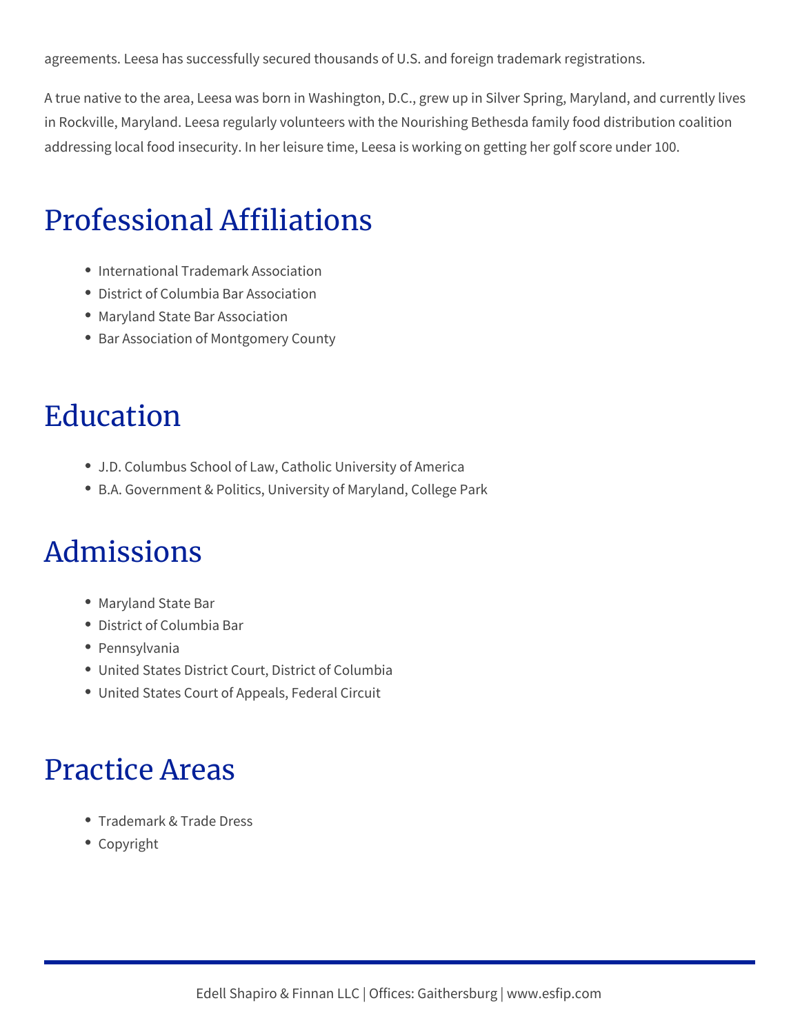agreements. Leesa has successfully secured thousands of U.S. and foreign trademark registrations.

A true native to the area, Leesa was born in Washington, D.C., grew up in Silver Spring, Maryland, and currently lives in Rockville, Maryland. Leesa regularly volunteers with the Nourishing Bethesda family food distribution coalition addressing local food insecurity. In her leisure time, Leesa is working on getting her golf score under 100.

## Professional Affiliations

- International Trademark Association
- District of Columbia Bar Association
- Maryland State Bar Association
- Bar Association of Montgomery County

## Education

- J.D. Columbus School of Law, Catholic University of America
- B.A. Government & Politics, University of Maryland, College Park

## Admissions

- Maryland State Bar
- District of Columbia Bar
- Pennsylvania
- United States District Court, District of Columbia
- United States Court of Appeals, Federal Circuit

## Practice Areas

- Trademark & Trade Dress
- Copyright